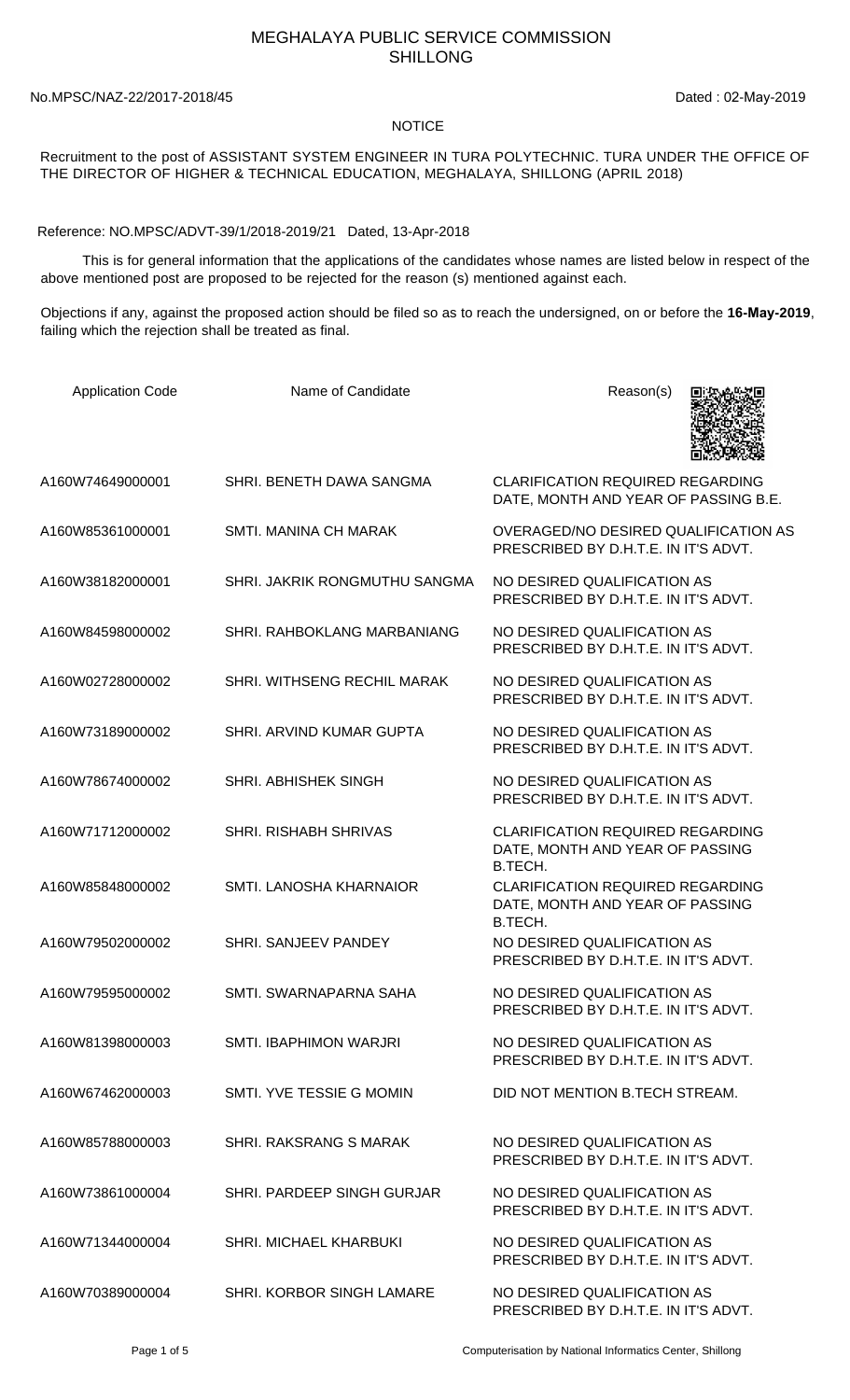# MEGHALAYA PUBLIC SERVICE COMMISSION
## SHILLONG

No.MPSC/NAZ-22/2017-2018/45 Dated : 02-May-2019

### NOTICE

Recruitment to the post of ASSISTANT SYSTEM ENGINEER IN TURA POLYTECHNIC. TURA UNDER THE OFFICE OF THE DIRECTOR OF HIGHER & TECHNICAL EDUCATION, MEGHALAYA, SHILLONG (APRIL 2018)

Reference: NO.MPSC/ADVT-39/1/2018-2019/21 Dated, 13-Apr-2018

This is for general information that the applications of the candidates whose names are listed below in respect of the above mentioned post are proposed to be rejected for the reason (s) mentioned against each.

Objections if any, against the proposed action should be filed so as to reach the undersigned, on or before the **16-May-2019**, failing which the rejection shall be treated as final.

| Application Code | Name of Candidate | Reason(s) |
|---|---|---|
| A160W74649000001 | SHRI. BENETH DAWA SANGMA | CLARIFICATION REQUIRED REGARDING DATE, MONTH AND YEAR OF PASSING B.E. |
| A160W85361000001 | SMTI. MANINA CH MARAK | OVERAGED/NO DESIRED QUALIFICATION AS PRESCRIBED BY D.H.T.E. IN IT'S ADVT. |
| A160W38182000001 | SHRI. JAKRIK RONGMUTHU SANGMA | NO DESIRED QUALIFICATION AS PRESCRIBED BY D.H.T.E. IN IT'S ADVT. |
| A160W84598000002 | SHRI. RAHBOKLANG MARBANIANG | NO DESIRED QUALIFICATION AS PRESCRIBED BY D.H.T.E. IN IT'S ADVT. |
| A160W02728000002 | SHRI. WITHSENG RECHIL MARAK | NO DESIRED QUALIFICATION AS PRESCRIBED BY D.H.T.E. IN IT'S ADVT. |
| A160W73189000002 | SHRI. ARVIND KUMAR GUPTA | NO DESIRED QUALIFICATION AS PRESCRIBED BY D.H.T.E. IN IT'S ADVT. |
| A160W78674000002 | SHRI. ABHISHEK SINGH | NO DESIRED QUALIFICATION AS PRESCRIBED BY D.H.T.E. IN IT'S ADVT. |
| A160W71712000002 | SHRI. RISHABH SHRIVAS | CLARIFICATION REQUIRED REGARDING DATE, MONTH AND YEAR OF PASSING B.TECH. |
| A160W85848000002 | SMTI. LANOSHA KHARNAIOR | CLARIFICATION REQUIRED REGARDING DATE, MONTH AND YEAR OF PASSING B.TECH. |
| A160W79502000002 | SHRI. SANJEEV PANDEY | NO DESIRED QUALIFICATION AS PRESCRIBED BY D.H.T.E. IN IT'S ADVT. |
| A160W79595000002 | SMTI. SWARNAPARNA SAHA | NO DESIRED QUALIFICATION AS PRESCRIBED BY D.H.T.E. IN IT'S ADVT. |
| A160W81398000003 | SMTI. IBAPHIMON WARJRI | NO DESIRED QUALIFICATION AS PRESCRIBED BY D.H.T.E. IN IT'S ADVT. |
| A160W67462000003 | SMTI. YVE TESSIE G MOMIN | DID NOT MENTION B.TECH STREAM. |
| A160W85788000003 | SHRI. RAKSRANG S MARAK | NO DESIRED QUALIFICATION AS PRESCRIBED BY D.H.T.E. IN IT'S ADVT. |
| A160W73861000004 | SHRI. PARDEEP SINGH GURJAR | NO DESIRED QUALIFICATION AS PRESCRIBED BY D.H.T.E. IN IT'S ADVT. |
| A160W71344000004 | SHRI. MICHAEL KHARBUKI | NO DESIRED QUALIFICATION AS PRESCRIBED BY D.H.T.E. IN IT'S ADVT. |
| A160W70389000004 | SHRI. KORBOR SINGH LAMARE | NO DESIRED QUALIFICATION AS PRESCRIBED BY D.H.T.E. IN IT'S ADVT. |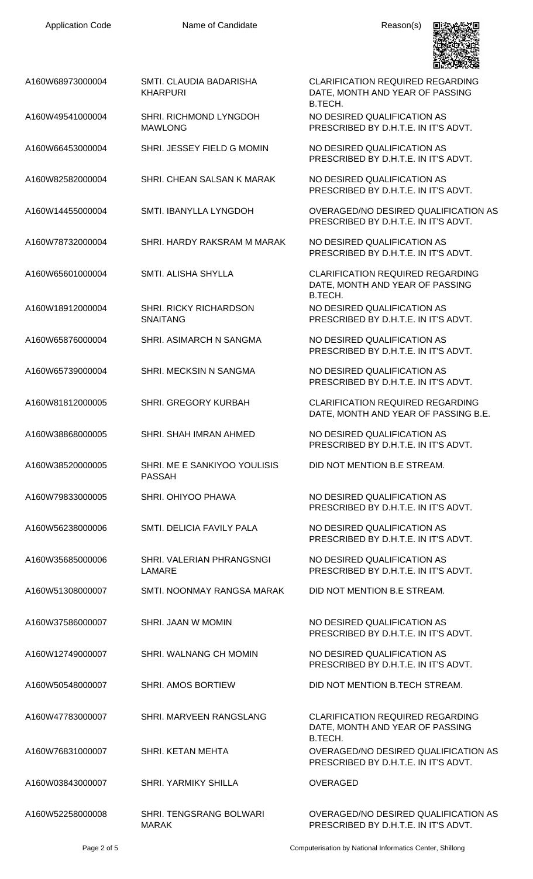| Application Code | Name of Candidate | Reason(s) |
|---|---|---|
| A160W68973000004 | SMTI. CLAUDIA BADARISHA KHARPURI | CLARIFICATION REQUIRED REGARDING DATE, MONTH AND YEAR OF PASSING B.TECH. |
| A160W49541000004 | SHRI. RICHMOND LYNGDOH MAWLONG | NO DESIRED QUALIFICATION AS PRESCRIBED BY D.H.T.E. IN IT'S ADVT. |
| A160W66453000004 | SHRI. JESSEY FIELD G MOMIN | NO DESIRED QUALIFICATION AS PRESCRIBED BY D.H.T.E. IN IT'S ADVT. |
| A160W82582000004 | SHRI. CHEAN SALSAN K MARAK | NO DESIRED QUALIFICATION AS PRESCRIBED BY D.H.T.E. IN IT'S ADVT. |
| A160W14455000004 | SMTI. IBANYLLA LYNGDOH | OVERAGED/NO DESIRED QUALIFICATION AS PRESCRIBED BY D.H.T.E. IN IT'S ADVT. |
| A160W78732000004 | SHRI. HARDY RAKSRAM M MARAK | NO DESIRED QUALIFICATION AS PRESCRIBED BY D.H.T.E. IN IT'S ADVT. |
| A160W65601000004 | SMTI. ALISHA SHYLLA | CLARIFICATION REQUIRED REGARDING DATE, MONTH AND YEAR OF PASSING B.TECH. |
| A160W18912000004 | SHRI. RICKY RICHARDSON SNAITANG | NO DESIRED QUALIFICATION AS PRESCRIBED BY D.H.T.E. IN IT'S ADVT. |
| A160W65876000004 | SHRI. ASIMARCH N SANGMA | NO DESIRED QUALIFICATION AS PRESCRIBED BY D.H.T.E. IN IT'S ADVT. |
| A160W65739000004 | SHRI. MECKSIN N SANGMA | NO DESIRED QUALIFICATION AS PRESCRIBED BY D.H.T.E. IN IT'S ADVT. |
| A160W81812000005 | SHRI. GREGORY KURBAH | CLARIFICATION REQUIRED REGARDING DATE, MONTH AND YEAR OF PASSING B.E. |
| A160W38868000005 | SHRI. SHAH IMRAN AHMED | NO DESIRED QUALIFICATION AS PRESCRIBED BY D.H.T.E. IN IT'S ADVT. |
| A160W38520000005 | SHRI. ME E SANKIYOO YOULISIS PASSAH | DID NOT MENTION B.E STREAM. |
| A160W79833000005 | SHRI. OHIYOO PHAWA | NO DESIRED QUALIFICATION AS PRESCRIBED BY D.H.T.E. IN IT'S ADVT. |
| A160W56238000006 | SMTI. DELICIA FAVILY PALA | NO DESIRED QUALIFICATION AS PRESCRIBED BY D.H.T.E. IN IT'S ADVT. |
| A160W35685000006 | SHRI. VALERIAN PHRANGSNGI LAMARE | NO DESIRED QUALIFICATION AS PRESCRIBED BY D.H.T.E. IN IT'S ADVT. |
| A160W51308000007 | SMTI. NOONMAY RANGSA MARAK | DID NOT MENTION B.E STREAM. |
| A160W37586000007 | SHRI. JAAN W MOMIN | NO DESIRED QUALIFICATION AS PRESCRIBED BY D.H.T.E. IN IT'S ADVT. |
| A160W12749000007 | SHRI. WALNANG CH MOMIN | NO DESIRED QUALIFICATION AS PRESCRIBED BY D.H.T.E. IN IT'S ADVT. |
| A160W50548000007 | SHRI. AMOS BORTIEW | DID NOT MENTION B.TECH STREAM. |
| A160W47783000007 | SHRI. MARVEEN RANGSLANG | CLARIFICATION REQUIRED REGARDING DATE, MONTH AND YEAR OF PASSING B.TECH. |
| A160W76831000007 | SHRI. KETAN MEHTA | OVERAGED/NO DESIRED QUALIFICATION AS PRESCRIBED BY D.H.T.E. IN IT'S ADVT. |
| A160W03843000007 | SHRI. YARMIKY SHILLA | OVERAGED |
| A160W52258000008 | SHRI. TENGSRANG BOLWARI MARAK | OVERAGED/NO DESIRED QUALIFICATION AS PRESCRIBED BY D.H.T.E. IN IT'S ADVT. |

Computerisation by National Informatics Center, Shillong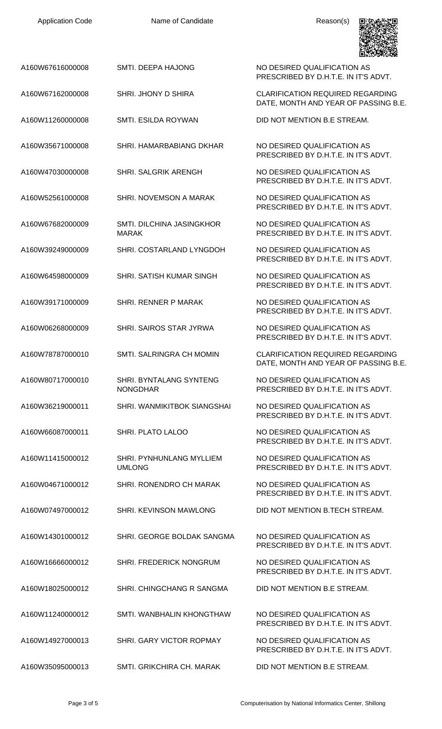| Application Code | Name of Candidate | Reason(s) |
|---|---|---|
| A160W67616000008 | SMTI. DEEPA HAJONG | NO DESIRED QUALIFICATION AS PRESCRIBED BY D.H.T.E. IN IT'S ADVT. |
| A160W67162000008 | SHRI. JHONY D SHIRA | CLARIFICATION REQUIRED REGARDING DATE, MONTH AND YEAR OF PASSING B.E. |
| A160W11260000008 | SMTI. ESILDA ROYWAN | DID NOT MENTION B.E STREAM. |
| A160W35671000008 | SHRI. HAMARBABIANG DKHAR | NO DESIRED QUALIFICATION AS PRESCRIBED BY D.H.T.E. IN IT'S ADVT. |
| A160W47030000008 | SHRI. SALGRIK ARENGH | NO DESIRED QUALIFICATION AS PRESCRIBED BY D.H.T.E. IN IT'S ADVT. |
| A160W52561000008 | SHRI. NOVEMSON A MARAK | NO DESIRED QUALIFICATION AS PRESCRIBED BY D.H.T.E. IN IT'S ADVT. |
| A160W67682000009 | SMTI. DILCHINA JASINGKHOR MARAK | NO DESIRED QUALIFICATION AS PRESCRIBED BY D.H.T.E. IN IT'S ADVT. |
| A160W39249000009 | SHRI. COSTARLAND LYNGDOH | NO DESIRED QUALIFICATION AS PRESCRIBED BY D.H.T.E. IN IT'S ADVT. |
| A160W64598000009 | SHRI. SATISH KUMAR SINGH | NO DESIRED QUALIFICATION AS PRESCRIBED BY D.H.T.E. IN IT'S ADVT. |
| A160W39171000009 | SHRI. RENNER P MARAK | NO DESIRED QUALIFICATION AS PRESCRIBED BY D.H.T.E. IN IT'S ADVT. |
| A160W06268000009 | SHRI. SAIROS STAR JYRWA | NO DESIRED QUALIFICATION AS PRESCRIBED BY D.H.T.E. IN IT'S ADVT. |
| A160W78787000010 | SMTI. SALRINGRA CH MOMIN | CLARIFICATION REQUIRED REGARDING DATE, MONTH AND YEAR OF PASSING B.E. |
| A160W80717000010 | SHRI. BYNTALANG SYNTENG NONGDHAR | NO DESIRED QUALIFICATION AS PRESCRIBED BY D.H.T.E. IN IT'S ADVT. |
| A160W36219000011 | SHRI. WANMIKITBOK SIANGSHAI | NO DESIRED QUALIFICATION AS PRESCRIBED BY D.H.T.E. IN IT'S ADVT. |
| A160W66087000011 | SHRI. PLATO LALOO | NO DESIRED QUALIFICATION AS PRESCRIBED BY D.H.T.E. IN IT'S ADVT. |
| A160W11415000012 | SHRI. PYNHUNLANG MYLLIEM UMLONG | NO DESIRED QUALIFICATION AS PRESCRIBED BY D.H.T.E. IN IT'S ADVT. |
| A160W04671000012 | SHRI. RONENDRO CH MARAK | NO DESIRED QUALIFICATION AS PRESCRIBED BY D.H.T.E. IN IT'S ADVT. |
| A160W07497000012 | SHRI. KEVINSON MAWLONG | DID NOT MENTION B.TECH STREAM. |
| A160W14301000012 | SHRI. GEORGE BOLDAK SANGMA | NO DESIRED QUALIFICATION AS PRESCRIBED BY D.H.T.E. IN IT'S ADVT. |
| A160W16666000012 | SHRI. FREDERICK NONGRUM | NO DESIRED QUALIFICATION AS PRESCRIBED BY D.H.T.E. IN IT'S ADVT. |
| A160W18025000012 | SHRI. CHINGCHANG R SANGMA | DID NOT MENTION B.E STREAM. |
| A160W11240000012 | SMTI. WANBHALIN KHONGTHAW | NO DESIRED QUALIFICATION AS PRESCRIBED BY D.H.T.E. IN IT'S ADVT. |
| A160W14927000013 | SHRI. GARY VICTOR ROPMAY | NO DESIRED QUALIFICATION AS PRESCRIBED BY D.H.T.E. IN IT'S ADVT. |
| A160W35095000013 | SMTI. GRIKCHIRA CH. MARAK | DID NOT MENTION B.E STREAM. |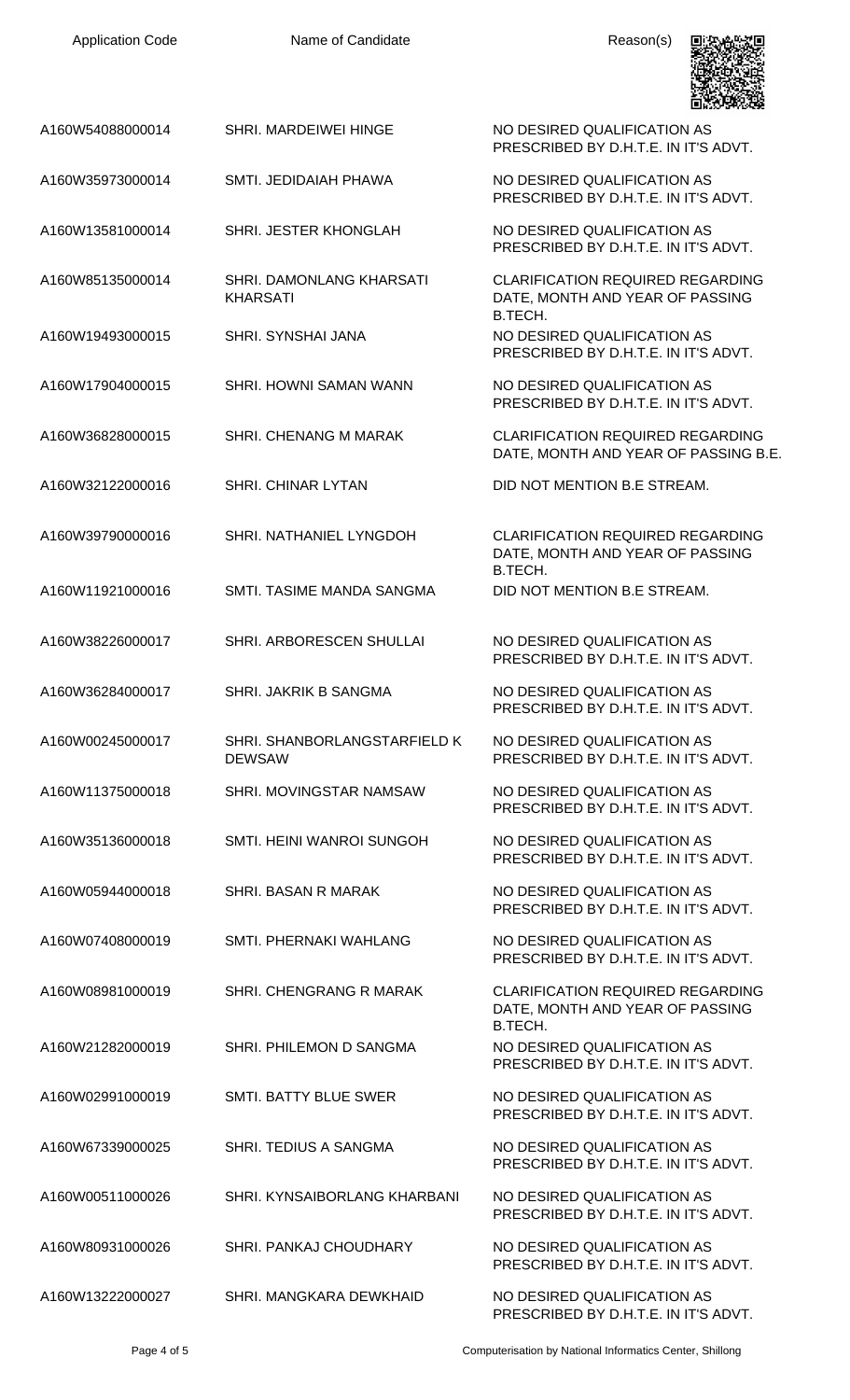| Application Code | Name of Candidate | Reason(s) |
|---|---|---|
| A160W54088000014 | SHRI. MARDEIWEI HINGE | NO DESIRED QUALIFICATION AS PRESCRIBED BY D.H.T.E. IN IT'S ADVT. |
| A160W35973000014 | SMTI. JEDIDAIAH PHAWA | NO DESIRED QUALIFICATION AS PRESCRIBED BY D.H.T.E. IN IT'S ADVT. |
| A160W13581000014 | SHRI. JESTER KHONGLAH | NO DESIRED QUALIFICATION AS PRESCRIBED BY D.H.T.E. IN IT'S ADVT. |
| A160W85135000014 | SHRI. DAMONLANG KHARSATI KHARSATI | CLARIFICATION REQUIRED REGARDING DATE, MONTH AND YEAR OF PASSING B.TECH. |
| A160W19493000015 | SHRI. SYNSHAI JANA | NO DESIRED QUALIFICATION AS PRESCRIBED BY D.H.T.E. IN IT'S ADVT. |
| A160W17904000015 | SHRI. HOWNI SAMAN WANN | NO DESIRED QUALIFICATION AS PRESCRIBED BY D.H.T.E. IN IT'S ADVT. |
| A160W36828000015 | SHRI. CHENANG M MARAK | CLARIFICATION REQUIRED REGARDING DATE, MONTH AND YEAR OF PASSING B.E. |
| A160W32122000016 | SHRI. CHINAR LYTAN | DID NOT MENTION B.E STREAM. |
| A160W39790000016 | SHRI. NATHANIEL LYNGDOH | CLARIFICATION REQUIRED REGARDING DATE, MONTH AND YEAR OF PASSING B.TECH. |
| A160W11921000016 | SMTI. TASIME MANDA SANGMA | DID NOT MENTION B.E STREAM. |
| A160W38226000017 | SHRI. ARBORESCEN SHULLAI | NO DESIRED QUALIFICATION AS PRESCRIBED BY D.H.T.E. IN IT'S ADVT. |
| A160W36284000017 | SHRI. JAKRIK B SANGMA | NO DESIRED QUALIFICATION AS PRESCRIBED BY D.H.T.E. IN IT'S ADVT. |
| A160W00245000017 | SHRI. SHANBORLANGSTARFIELD K DEWSAW | NO DESIRED QUALIFICATION AS PRESCRIBED BY D.H.T.E. IN IT'S ADVT. |
| A160W11375000018 | SHRI. MOVINGSTAR NAMSAW | NO DESIRED QUALIFICATION AS PRESCRIBED BY D.H.T.E. IN IT'S ADVT. |
| A160W35136000018 | SMTI. HEINI WANROI SUNGOH | NO DESIRED QUALIFICATION AS PRESCRIBED BY D.H.T.E. IN IT'S ADVT. |
| A160W05944000018 | SHRI. BASAN R MARAK | NO DESIRED QUALIFICATION AS PRESCRIBED BY D.H.T.E. IN IT'S ADVT. |
| A160W07408000019 | SMTI. PHERNAKI WAHLANG | NO DESIRED QUALIFICATION AS PRESCRIBED BY D.H.T.E. IN IT'S ADVT. |
| A160W08981000019 | SHRI. CHENGRANG R MARAK | CLARIFICATION REQUIRED REGARDING DATE, MONTH AND YEAR OF PASSING B.TECH. |
| A160W21282000019 | SHRI. PHILEMON D SANGMA | NO DESIRED QUALIFICATION AS PRESCRIBED BY D.H.T.E. IN IT'S ADVT. |
| A160W02991000019 | SMTI. BATTY BLUE SWER | NO DESIRED QUALIFICATION AS PRESCRIBED BY D.H.T.E. IN IT'S ADVT. |
| A160W67339000025 | SHRI. TEDIUS A SANGMA | NO DESIRED QUALIFICATION AS PRESCRIBED BY D.H.T.E. IN IT'S ADVT. |
| A160W00511000026 | SHRI. KYNSAIBORLANG KHARBANI | NO DESIRED QUALIFICATION AS PRESCRIBED BY D.H.T.E. IN IT'S ADVT. |
| A160W80931000026 | SHRI. PANKAJ CHOUDHARY | NO DESIRED QUALIFICATION AS PRESCRIBED BY D.H.T.E. IN IT'S ADVT. |
| A160W13222000027 | SHRI. MANGKARA DEWKHAID | NO DESIRED QUALIFICATION AS PRESCRIBED BY D.H.T.E. IN IT'S ADVT. |

Computerisation by National Informatics Center, Shillong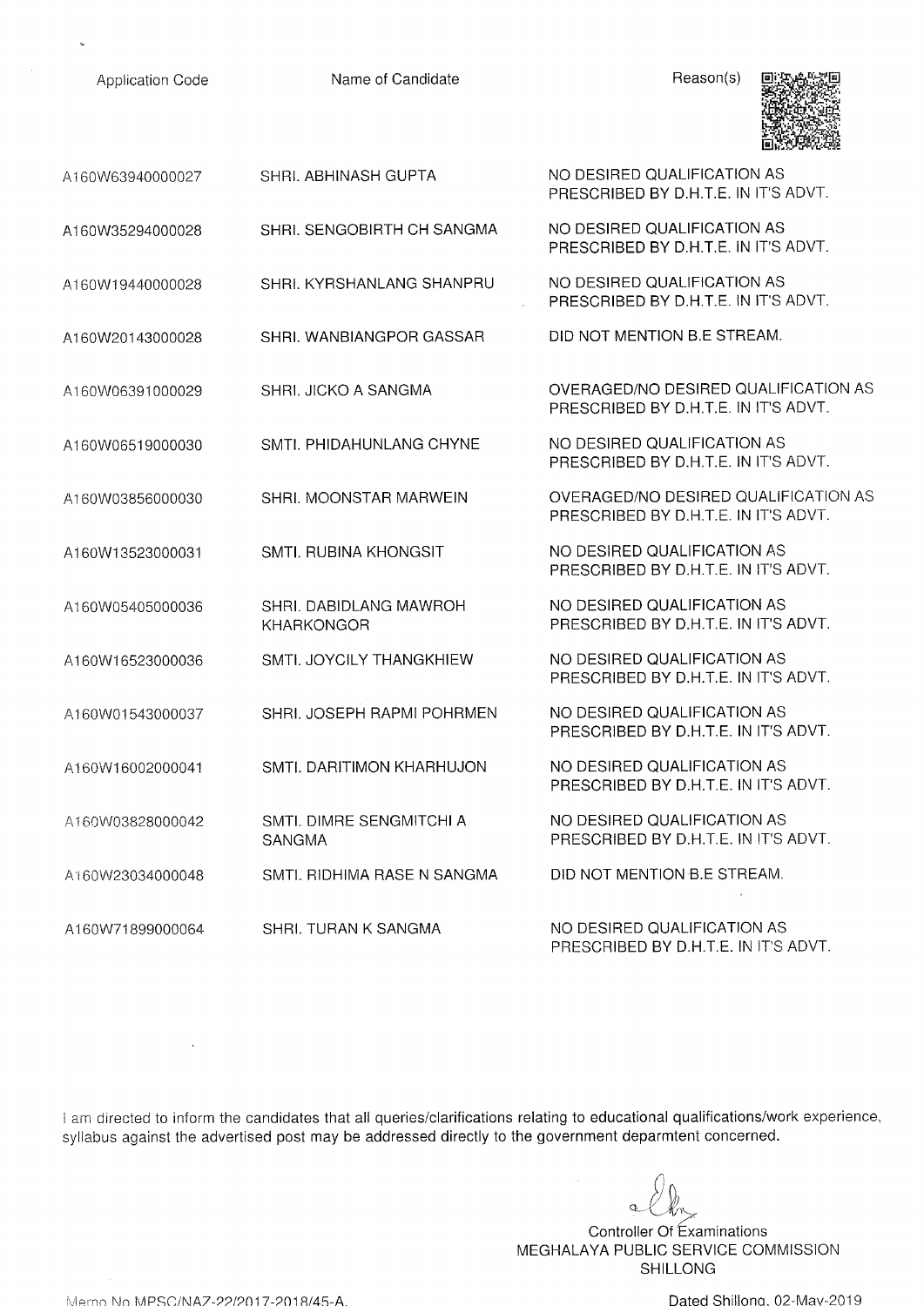| Application Code | Name of Candidate | Reason(s) |
| --- | --- | --- |
| A160W63940000027 | SHRI. ABHINASH GUPTA | NO DESIRED QUALIFICATION AS PRESCRIBED BY D.H.T.E. IN IT'S ADVT. |
| A160W35294000028 | SHRI. SENGOBIRTH CH SANGMA | NO DESIRED QUALIFICATION AS PRESCRIBED BY D.H.T.E. IN IT'S ADVT. |
| A160W19440000028 | SHRI. KYRSHANLANG SHANPRU | NO DESIRED QUALIFICATION AS PRESCRIBED BY D.H.T.E. IN IT'S ADVT. |
| A160W20143000028 | SHRI. WANBIANGPOR GASSAR | DID NOT MENTION B.E STREAM. |
| A160W06391000029 | SHRI. JICKO A SANGMA | OVERAGED/NO DESIRED QUALIFICATION AS PRESCRIBED BY D.H.T.E. IN IT'S ADVT. |
| A160W06519000030 | SMTI. PHIDAHUNLANG CHYNE | NO DESIRED QUALIFICATION AS PRESCRIBED BY D.H.T.E. IN IT'S ADVT. |
| A160W03856000030 | SHRI. MOONSTAR MARWEIN | OVERAGED/NO DESIRED QUALIFICATION AS PRESCRIBED BY D.H.T.E. IN IT'S ADVT. |
| A160W13523000031 | SMTI. RUBINA KHONGSIT | NO DESIRED QUALIFICATION AS PRESCRIBED BY D.H.T.E. IN IT'S ADVT. |
| A160W05405000036 | SHRI. DABIDLANG MAWROH KHARKONGOR | NO DESIRED QUALIFICATION AS PRESCRIBED BY D.H.T.E. IN IT'S ADVT. |
| A160W16523000036 | SMTI. JOYCILY THANGKHIEW | NO DESIRED QUALIFICATION AS PRESCRIBED BY D.H.T.E. IN IT'S ADVT. |
| A160W01543000037 | SHRI. JOSEPH RAPMI POHRMEN | NO DESIRED QUALIFICATION AS PRESCRIBED BY D.H.T.E. IN IT'S ADVT. |
| A160W16002000041 | SMTI. DARITIMON KHARHUJON | NO DESIRED QUALIFICATION AS PRESCRIBED BY D.H.T.E. IN IT'S ADVT. |
| A160W03828000042 | SMTI. DIMRE SENGMITCHI A SANGMA | NO DESIRED QUALIFICATION AS PRESCRIBED BY D.H.T.E. IN IT'S ADVT. |
| A160W23034000048 | SMTI. RIDHIMA RASE N SANGMA | DID NOT MENTION B.E STREAM. |
| A160W71899000064 | SHRI. TURAN K SANGMA | NO DESIRED QUALIFICATION AS PRESCRIBED BY D.H.T.E. IN IT'S ADVT. |

I am directed to inform the candidates that all queries/clarifications relating to educational qualifications/work experience, syllabus against the advertised post may be addressed directly to the government deparmtent concerned.

Controller Of Examinations
MEGHALAYA PUBLIC SERVICE COMMISSION
SHILLONG

Memo No MPSC/NAZ-22/2017-2018/45-A.

Dated Shillong, 02-May-2019